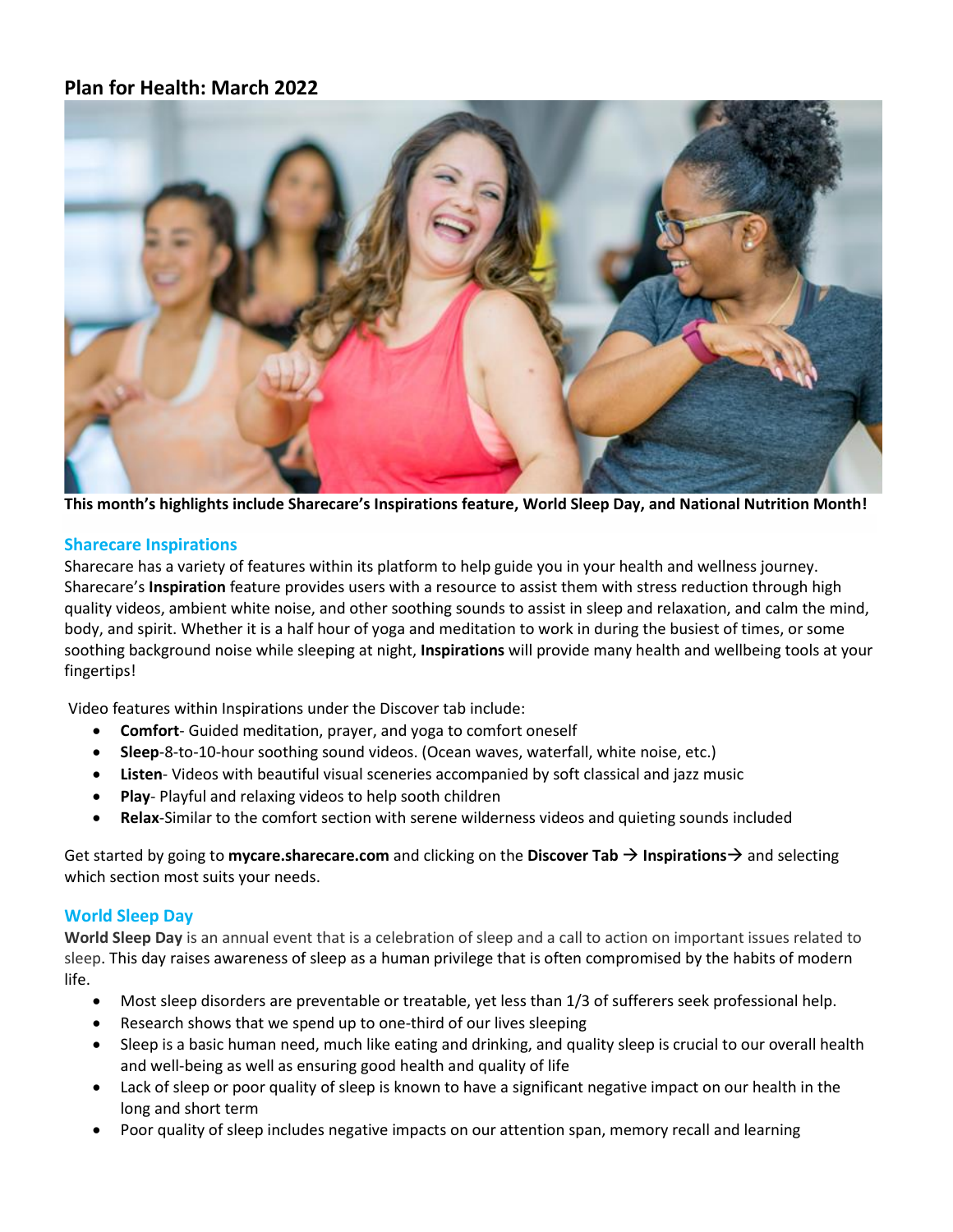## Plan for Health: March 2022

**This month's highlights include Sharecare's Inspirations feature, World Sleep Day, and National Nutrition Month!**

### Sharecare Inspirations

Sharecare has a variety of features within its platform to help guide you in your health and wellness journey. Sharecare's **Inspiration** feature provides users with a resource to assist them with stress reduction through high quality videos, ambient white noise, and other soothing sounds to assist in sleep and relaxation, and calm the mind, body, and spirit. Whether it is a half hour of yoga and meditation to work in during the busiest of times, or some soothing background noise while sleeping at night, **Inspirations** will provide many health and wellbeing tools at your fingertips!

Video features within Inspirations under the Discover tab include:

- **Comfort**- Guided meditation, prayer, and yoga to comfort oneself
- **Sleep**-8-to-10-hour soothing sound videos. (Ocean waves, waterfall, white noise, etc.)
- **Listen**- Videos with beautiful visual sceneries accompanied by soft classical and jazz music
- **Play**- Playful and relaxing videos to help sooth children
- **Relax**-Similar to the comfort section with serene wilderness videos and quieting sounds included

Get started by going to **mycare.sharecare.com** and clicking on the **Discover Tab → Inspirations→** and selecting which section most suits your needs.

### World Sleep Day

**World Sleep Day** is an annual event that is a celebration of sleep and a call to action on important issues related to sleep. This day raises awareness of sleep as a human privilege that is often compromised by the habits of modern life.

- Most sleep disorders are preventable or treatable, yet less than 1/3 of sufferers seek professional help.
- Research shows that we spend up to one-third of our lives sleeping
- Sleep is a basic human need, much like eating and drinking, and quality sleep is crucial to our overall health and well-being as well as ensuring good health and quality of life
- Lack of sleep or poor quality of sleep is known to have a significant negative impact on our health in the long and short term
- Poor quality of sleep includes negative impacts on our attention span, memory recall and learning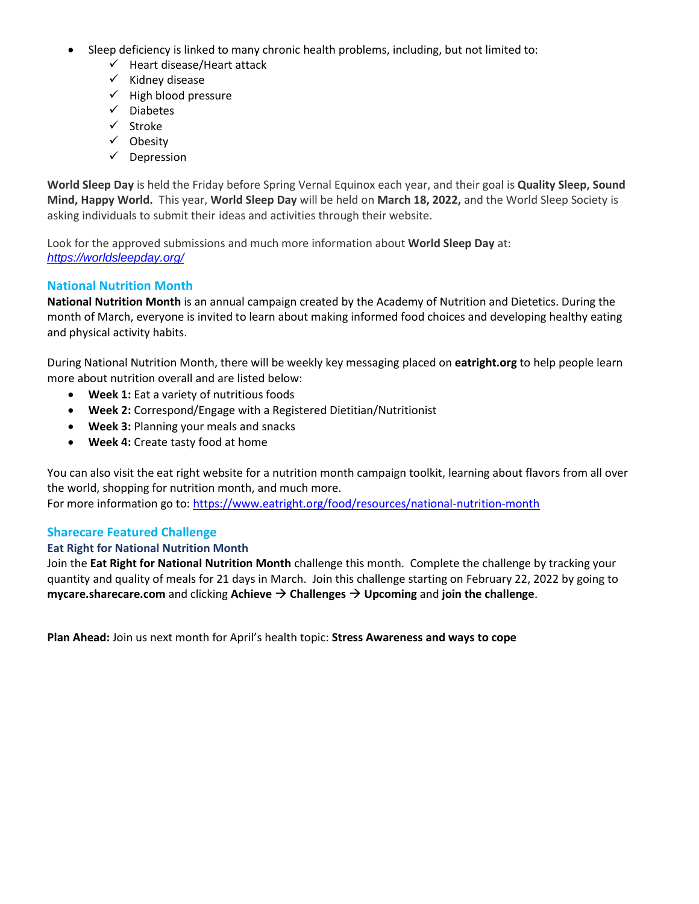- Sleep deficiency is linked to many chronic health problems, including, but not limited to:
  - ✓ Heart disease/Heart attack
  - ✓ Kidney disease
  - ✓ High blood pressure
  - ✓ Diabetes
  - ✓ Stroke
  - ✓ Obesity
  - ✓ Depression

**World Sleep Day** is held the Friday before Spring Vernal Equinox each year, and their goal is **Quality Sleep, Sound Mind, Happy World.** This year, **World Sleep Day** will be held on **March 18, 2022,** and the World Sleep Society is asking individuals to submit their ideas and activities through their website.

Look for the approved submissions and much more information about **World Sleep Day** at: *https://worldsleepday.org/*

## National Nutrition Month

**National Nutrition Month** is an annual campaign created by the Academy of Nutrition and Dietetics. During the month of March, everyone is invited to learn about making informed food choices and developing healthy eating and physical activity habits.

During National Nutrition Month, there will be weekly key messaging placed on **eatright.org** to help people learn more about nutrition overall and are listed below:

- **Week 1:** Eat a variety of nutritious foods
- **Week 2:** Correspond/Engage with a Registered Dietitian/Nutritionist
- **Week 3:** Planning your meals and snacks
- **Week 4:** Create tasty food at home

You can also visit the eat right website for a nutrition month campaign toolkit, learning about flavors from all over the world, shopping for nutrition month, and much more.
For more information go to: https://www.eatright.org/food/resources/national-nutrition-month

## Sharecare Featured Challenge

### Eat Right for National Nutrition Month

Join the **Eat Right for National Nutrition Month** challenge this month. Complete the challenge by tracking your quantity and quality of meals for 21 days in March. Join this challenge starting on February 22, 2022 by going to **mycare.sharecare.com** and clicking **Achieve → Challenges → Upcoming** and **join the challenge**.

**Plan Ahead:** Join us next month for April's health topic: **Stress Awareness and ways to cope**